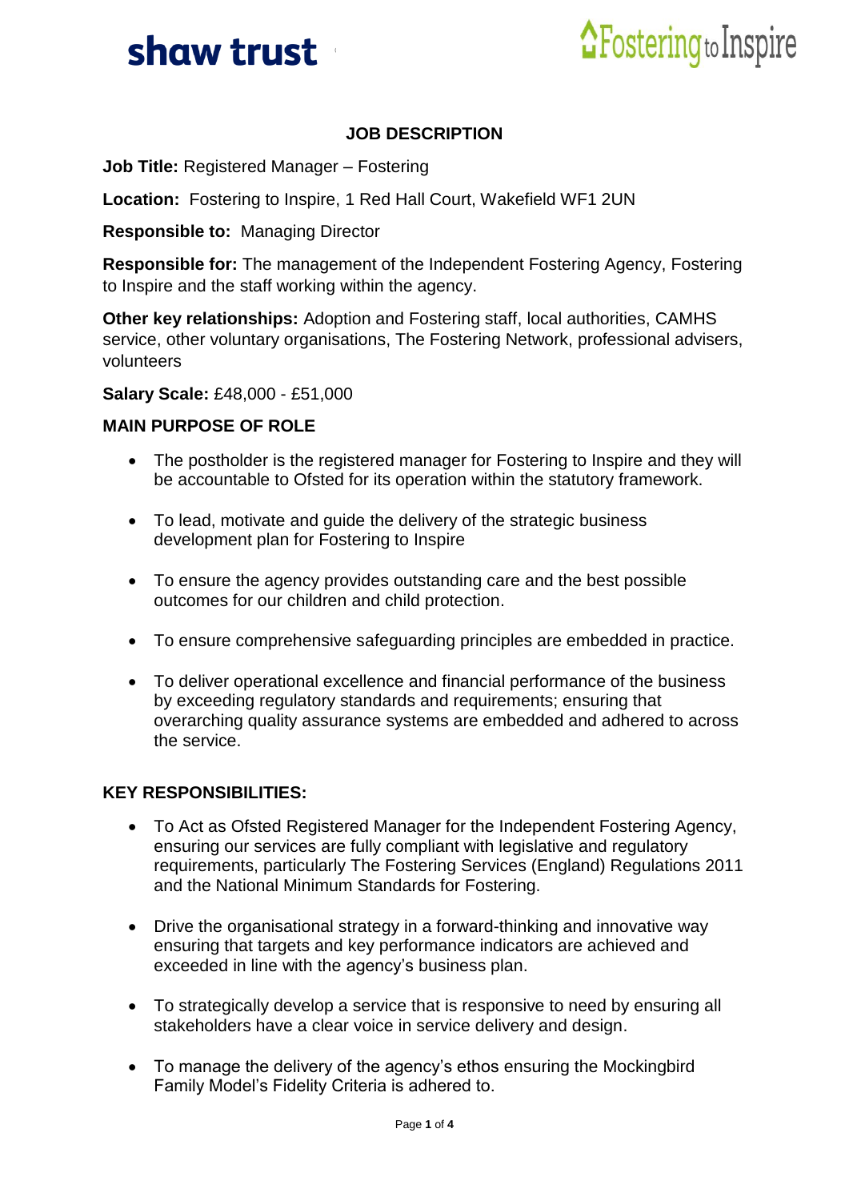shaw trust

Fostering to Inspire

# JOB DESCRIPTION

**Job Title:** Registered Manager – Fostering

**Location:** Fostering to Inspire, 1 Red Hall Court, Wakefield WF1 2UN

**Responsible to:** Managing Director

**Responsible for:** The management of the Independent Fostering Agency, Fostering to Inspire and the staff working within the agency.

**Other key relationships:** Adoption and Fostering staff, local authorities, CAMHS service, other voluntary organisations, The Fostering Network, professional advisers, volunteers

**Salary Scale:** £48,000 - £51,000

## MAIN PURPOSE OF ROLE

- The postholder is the registered manager for Fostering to Inspire and they will be accountable to Ofsted for its operation within the statutory framework.
- To lead, motivate and guide the delivery of the strategic business development plan for Fostering to Inspire
- To ensure the agency provides outstanding care and the best possible outcomes for our children and child protection.
- To ensure comprehensive safeguarding principles are embedded in practice.
- To deliver operational excellence and financial performance of the business by exceeding regulatory standards and requirements; ensuring that overarching quality assurance systems are embedded and adhered to across the service.

## KEY RESPONSIBILITIES:

- To Act as Ofsted Registered Manager for the Independent Fostering Agency, ensuring our services are fully compliant with legislative and regulatory requirements, particularly The Fostering Services (England) Regulations 2011 and the National Minimum Standards for Fostering.
- Drive the organisational strategy in a forward-thinking and innovative way ensuring that targets and key performance indicators are achieved and exceeded in line with the agency's business plan.
- To strategically develop a service that is responsive to need by ensuring all stakeholders have a clear voice in service delivery and design.
- To manage the delivery of the agency's ethos ensuring the Mockingbird Family Model's Fidelity Criteria is adhered to.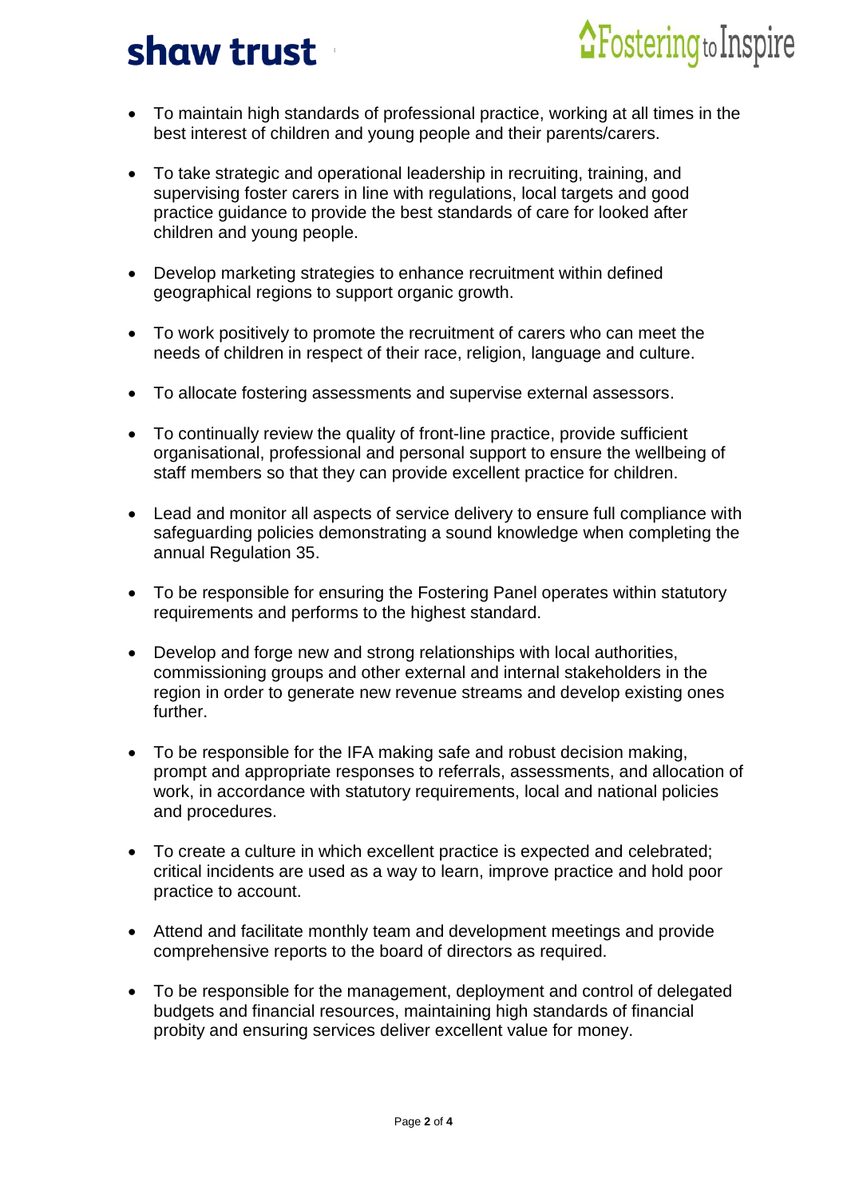- To maintain high standards of professional practice, working at all times in the best interest of children and young people and their parents/carers.

- To take strategic and operational leadership in recruiting, training, and supervising foster carers in line with regulations, local targets and good practice guidance to provide the best standards of care for looked after children and young people.

- Develop marketing strategies to enhance recruitment within defined geographical regions to support organic growth.

- To work positively to promote the recruitment of carers who can meet the needs of children in respect of their race, religion, language and culture.

- To allocate fostering assessments and supervise external assessors.

- To continually review the quality of front-line practice, provide sufficient organisational, professional and personal support to ensure the wellbeing of staff members so that they can provide excellent practice for children.

- Lead and monitor all aspects of service delivery to ensure full compliance with safeguarding policies demonstrating a sound knowledge when completing the annual Regulation 35.

- To be responsible for ensuring the Fostering Panel operates within statutory requirements and performs to the highest standard.

- Develop and forge new and strong relationships with local authorities, commissioning groups and other external and internal stakeholders in the region in order to generate new revenue streams and develop existing ones further.

- To be responsible for the IFA making safe and robust decision making, prompt and appropriate responses to referrals, assessments, and allocation of work, in accordance with statutory requirements, local and national policies and procedures.

- To create a culture in which excellent practice is expected and celebrated; critical incidents are used as a way to learn, improve practice and hold poor practice to account.

- Attend and facilitate monthly team and development meetings and provide comprehensive reports to the board of directors as required.

- To be responsible for the management, deployment and control of delegated budgets and financial resources, maintaining high standards of financial probity and ensuring services deliver excellent value for money.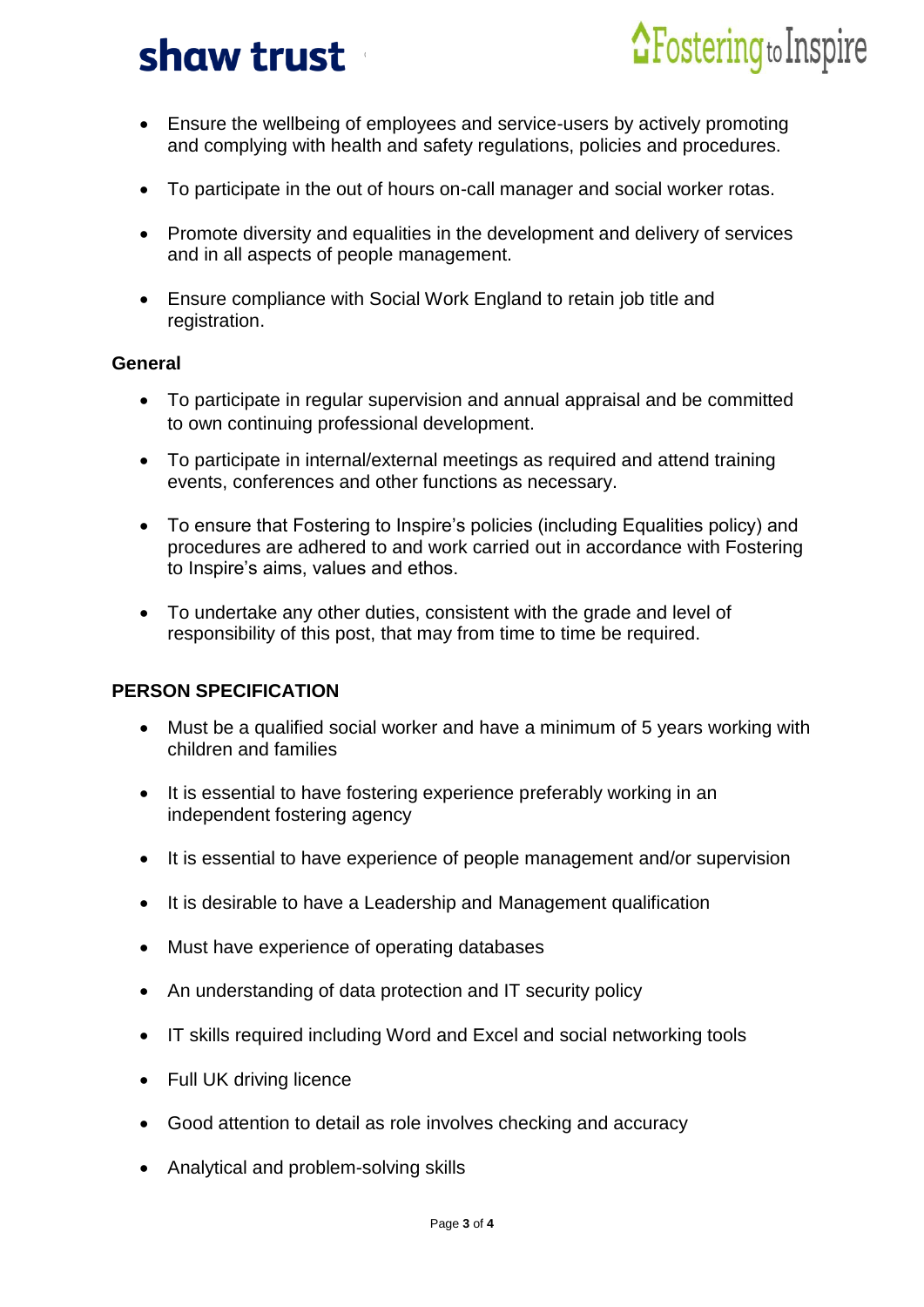- Ensure the wellbeing of employees and service-users by actively promoting and complying with health and safety regulations, policies and procedures.
- To participate in the out of hours on-call manager and social worker rotas.
- Promote diversity and equalities in the development and delivery of services and in all aspects of people management.
- Ensure compliance with Social Work England to retain job title and registration.

**General**

- To participate in regular supervision and annual appraisal and be committed to own continuing professional development.
- To participate in internal/external meetings as required and attend training events, conferences and other functions as necessary.
- To ensure that Fostering to Inspire's policies (including Equalities policy) and procedures are adhered to and work carried out in accordance with Fostering to Inspire's aims, values and ethos.
- To undertake any other duties, consistent with the grade and level of responsibility of this post, that may from time to time be required.

**PERSON SPECIFICATION**

- Must be a qualified social worker and have a minimum of 5 years working with children and families
- It is essential to have fostering experience preferably working in an independent fostering agency
- It is essential to have experience of people management and/or supervision
- It is desirable to have a Leadership and Management qualification
- Must have experience of operating databases
- An understanding of data protection and IT security policy
- IT skills required including Word and Excel and social networking tools
- Full UK driving licence
- Good attention to detail as role involves checking and accuracy
- Analytical and problem-solving skills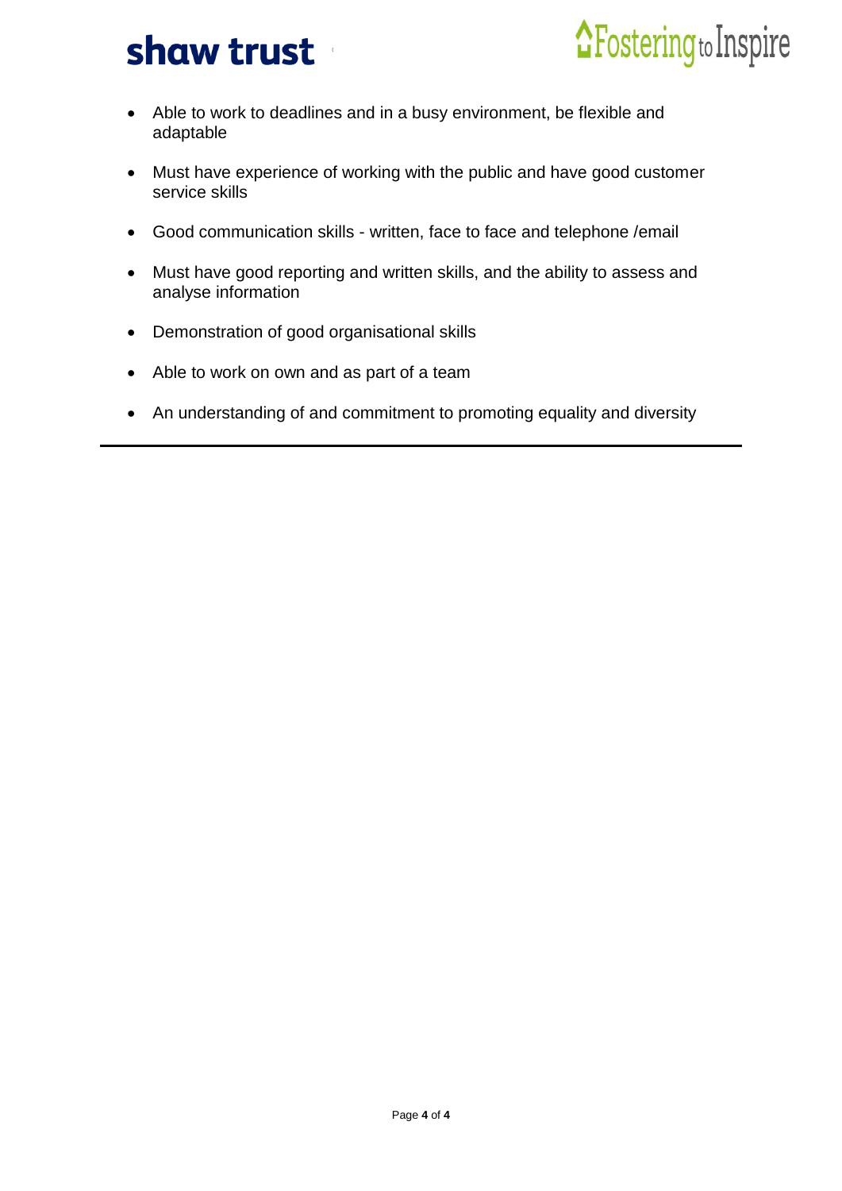- Able to work to deadlines and in a busy environment, be flexible and adaptable
- Must have experience of working with the public and have good customer service skills
- Good communication skills - written, face to face and telephone /email
- Must have good reporting and written skills, and the ability to assess and analyse information
- Demonstration of good organisational skills
- Able to work on own and as part of a team
- An understanding of and commitment to promoting equality and diversity